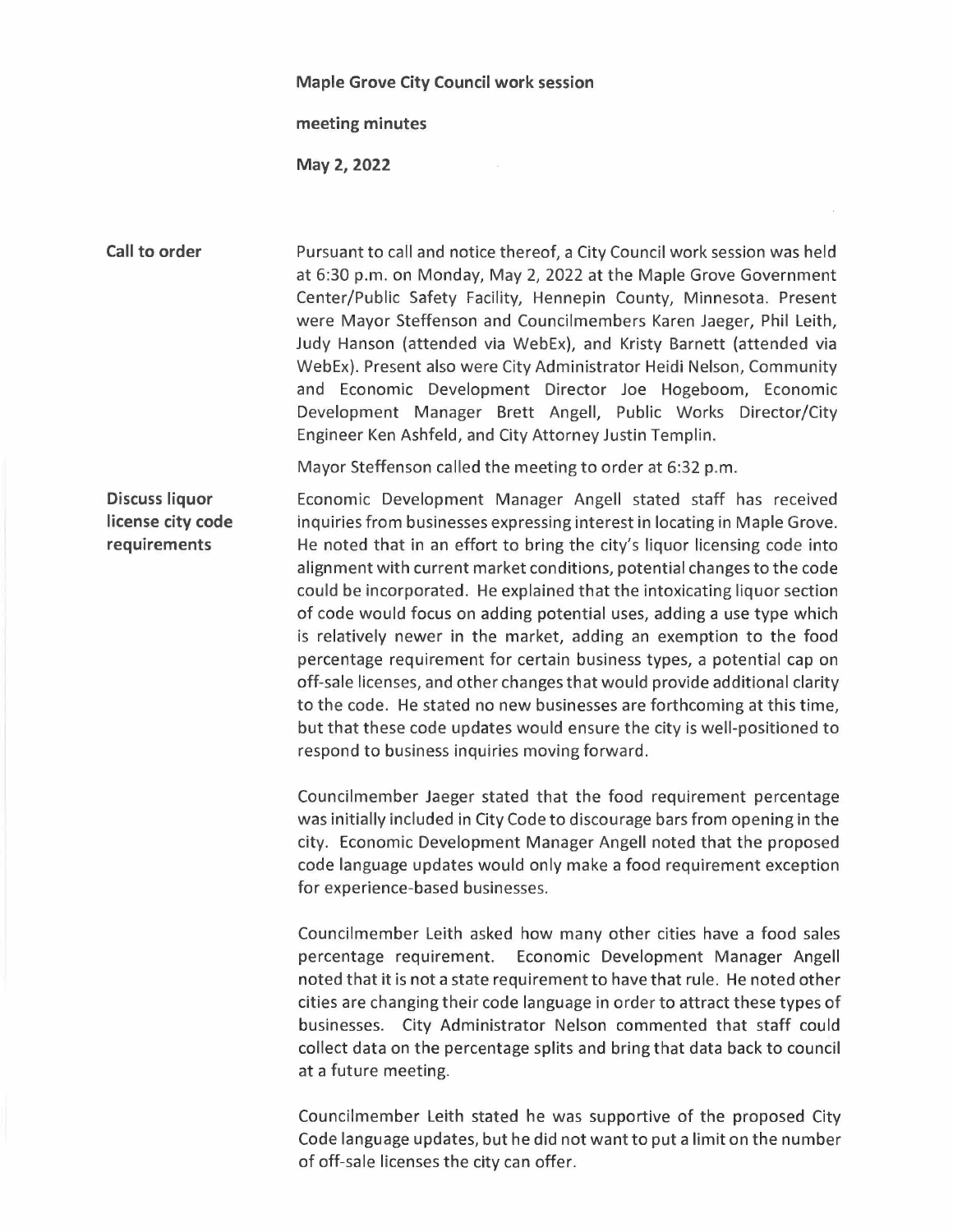**Maple Grove City Council work session**

**meeting minutes**

**May 2, 2022**

**Call to order**

Pursuant to call and notice thereof, a City Council work session was held at 6:30 p.m. on Monday, May 2, 2022 at the Maple Grove Government Center/Public Safety Facility, Hennepin County, Minnesota. Present were Mayor Steffenson and Councilmembers Karen Jaeger, Phil Leith, Judy Hanson (attended via WebEx), and Kristy Barnett (attended via WebEx). Present also were City Administrator Heidi Nelson, Community and Economic Development Director Joe Hogeboom, Economic Development Manager Brett Angell, Public Works Director/City Engineer Ken Ashfeld, and City Attorney Justin Templin.

Mayor Steffenson called the meeting to order at 6:32 p.m.

**Discuss liquor license city code requirements**

Economic Development Manager Angell stated staff has received inquiries from businesses expressing interest in locating in Maple Grove. He noted that in an effort to bring the city's liquor licensing code into alignment with current market conditions, potential changes to the code could be incorporated. He explained that the intoxicating liquor section of code would focus on adding potential uses, adding a use type which is relatively newer in the market, adding an exemption to the food percentage requirement for certain business types, a potential cap on off-sale licenses, and other changes that would provide additional clarity to the code. He stated no new businesses are forthcoming at this time, but that these code updates would ensure the city is well-positioned to respond to business inquiries moving forward.

Councilmember Jaeger stated that the food requirement percentage was initially included in City Code to discourage bars from opening in the city. Economic Development Manager Angell noted that the proposed code language updates would only make a food requirement exception for experience-based businesses.

Councilmember Leith asked how many other cities have a food sales percentage requirement. Economic Development Manager Angell noted that it is not a state requirement to have that rule. He noted other cities are changing their code language in order to attract these types of businesses. City Administrator Nelson commented that staff could collect data on the percentage splits and bring that data back to council at a future meeting.

Councilmember Leith stated he was supportive of the proposed City Code language updates, but he did not want to put a limit on the number of off-sale licenses the city can offer.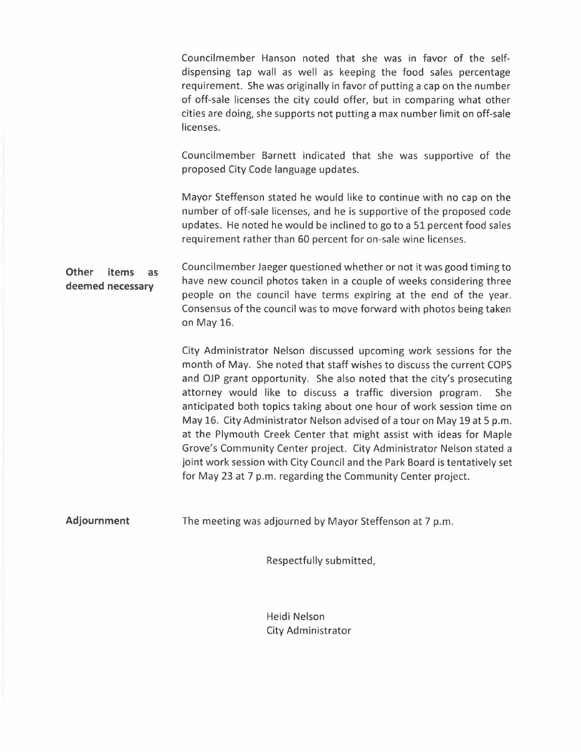Councilmember Hanson noted that she was in favor of the self-dispensing tap wall as well as keeping the food sales percentage requirement. She was originally in favor of putting a cap on the number of off-sale licenses the city could offer, but in comparing what other cities are doing, she supports not putting a max number limit on off-sale licenses.

Councilmember Barnett indicated that she was supportive of the proposed City Code language updates.

Mayor Steffenson stated he would like to continue with no cap on the number of off-sale licenses, and he is supportive of the proposed code updates. He noted he would be inclined to go to a 51 percent food sales requirement rather than 60 percent for on-sale wine licenses.

**Other items as deemed necessary**

Councilmember Jaeger questioned whether or not it was good timing to have new council photos taken in a couple of weeks considering three people on the council have terms expiring at the end of the year. Consensus of the council was to move forward with photos being taken on May 16.

City Administrator Nelson discussed upcoming work sessions for the month of May. She noted that staff wishes to discuss the current COPS and OJP grant opportunity. She also noted that the city's prosecuting attorney would like to discuss a traffic diversion program. She anticipated both topics taking about one hour of work session time on May 16. City Administrator Nelson advised of a tour on May 19 at 5 p.m. at the Plymouth Creek Center that might assist with ideas for Maple Grove's Community Center project. City Administrator Nelson stated a joint work session with City Council and the Park Board is tentatively set for May 23 at 7 p.m. regarding the Community Center project.

**Adjournment**

The meeting was adjourned by Mayor Steffenson at 7 p.m.

Respectfully submitted,

Heidi Nelson
City Administrator